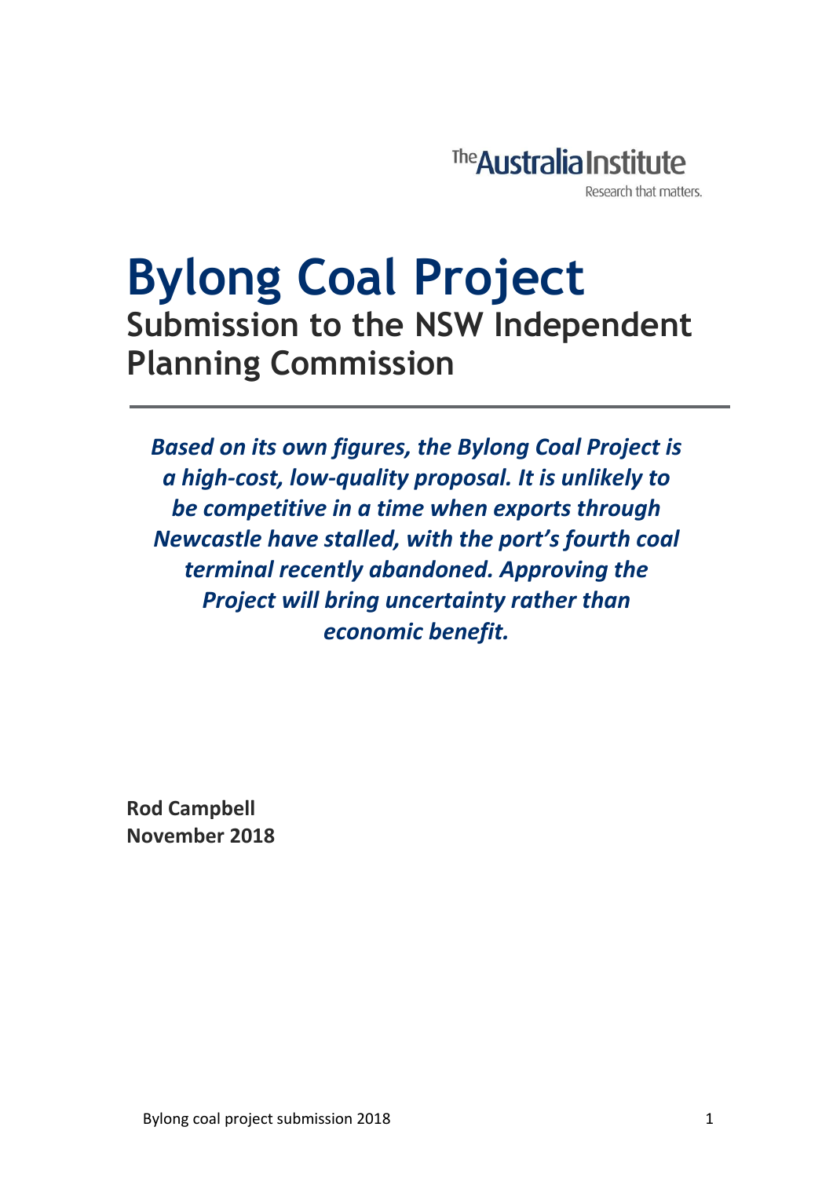The Australia Institute

Research that matters.

# Bylong Coal Project

## Submission to the NSW Independent Planning Commission

***Based on its own figures, the Bylong Coal Project is a high-cost, low-quality proposal. It is unlikely to be competitive in a time when exports through Newcastle have stalled, with the port's fourth coal terminal recently abandoned. Approving the Project will bring uncertainty rather than economic benefit.***

**Rod Campbell**
**November 2018**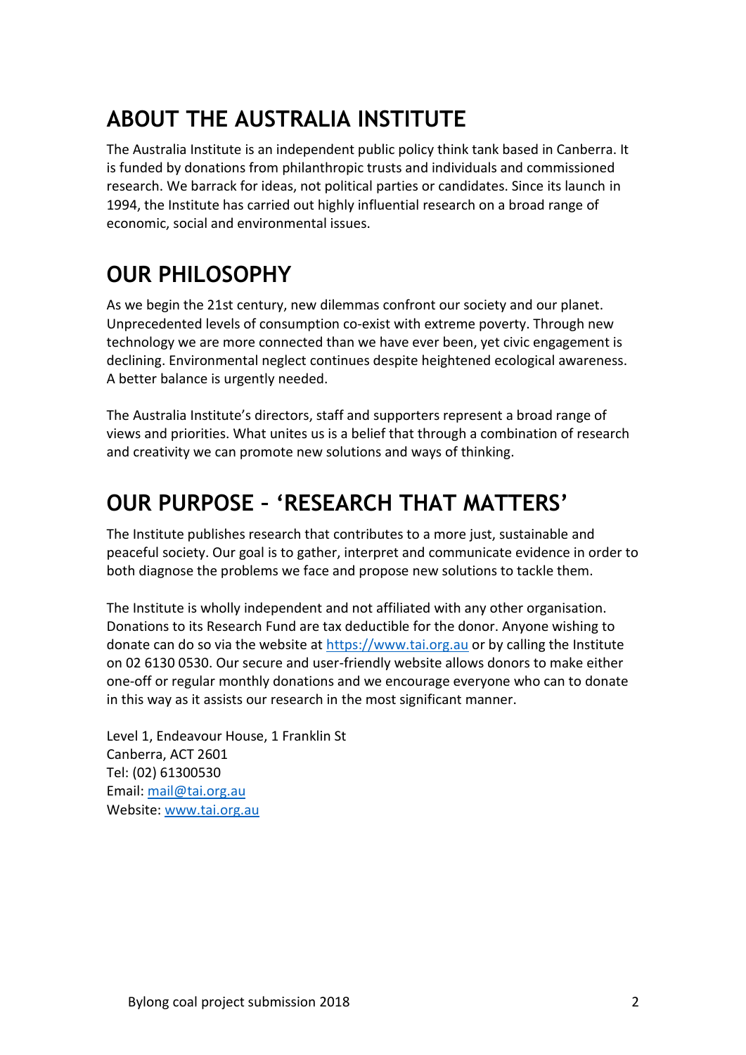## ABOUT THE AUSTRALIA INSTITUTE

The Australia Institute is an independent public policy think tank based in Canberra. It is funded by donations from philanthropic trusts and individuals and commissioned research. We barrack for ideas, not political parties or candidates. Since its launch in 1994, the Institute has carried out highly influential research on a broad range of economic, social and environmental issues.

## OUR PHILOSOPHY

As we begin the 21st century, new dilemmas confront our society and our planet. Unprecedented levels of consumption co-exist with extreme poverty. Through new technology we are more connected than we have ever been, yet civic engagement is declining. Environmental neglect continues despite heightened ecological awareness. A better balance is urgently needed.

The Australia Institute's directors, staff and supporters represent a broad range of views and priorities. What unites us is a belief that through a combination of research and creativity we can promote new solutions and ways of thinking.

## OUR PURPOSE – 'RESEARCH THAT MATTERS'

The Institute publishes research that contributes to a more just, sustainable and peaceful society. Our goal is to gather, interpret and communicate evidence in order to both diagnose the problems we face and propose new solutions to tackle them.

The Institute is wholly independent and not affiliated with any other organisation. Donations to its Research Fund are tax deductible for the donor. Anyone wishing to donate can do so via the website at https://www.tai.org.au or by calling the Institute on 02 6130 0530. Our secure and user-friendly website allows donors to make either one-off or regular monthly donations and we encourage everyone who can to donate in this way as it assists our research in the most significant manner.

Level 1, Endeavour House, 1 Franklin St
Canberra, ACT 2601
Tel: (02) 61300530
Email: mail@tai.org.au
Website: www.tai.org.au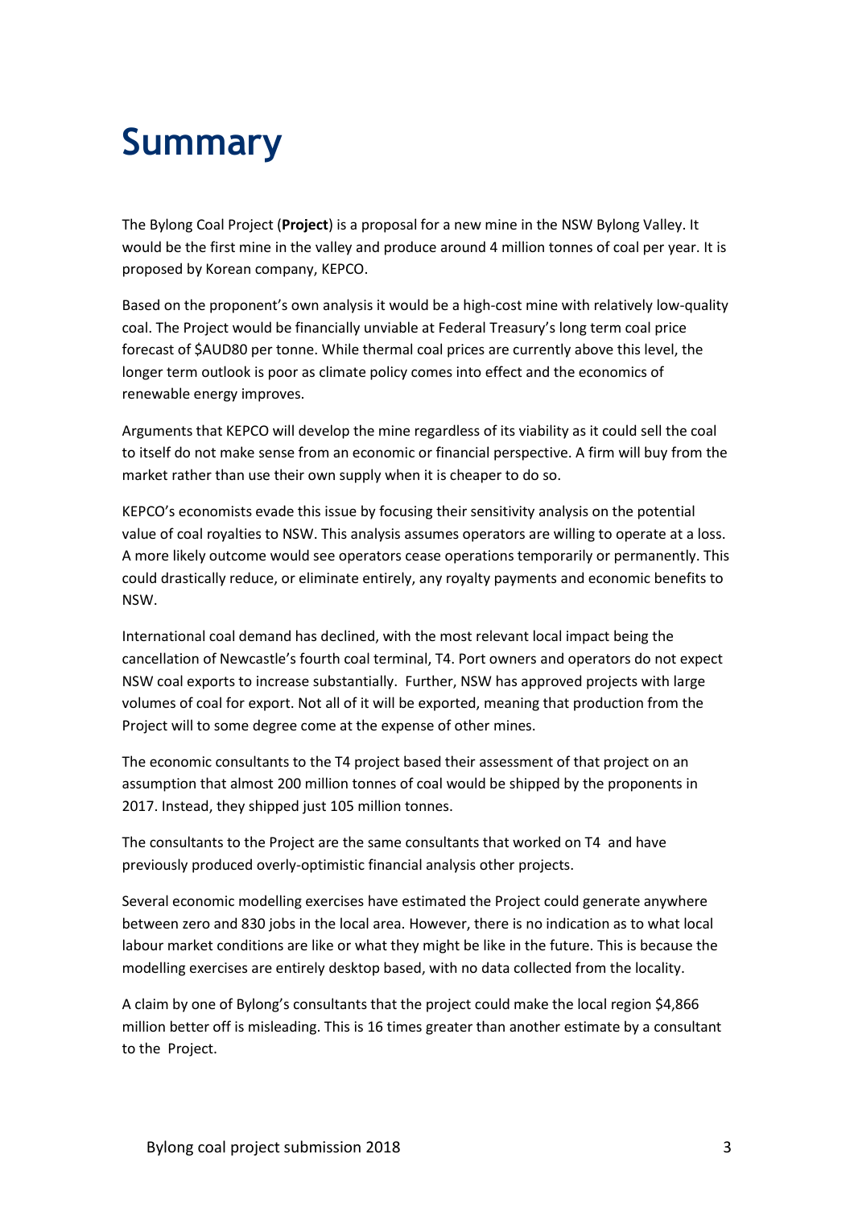# Summary

The Bylong Coal Project (**Project**) is a proposal for a new mine in the NSW Bylong Valley. It would be the first mine in the valley and produce around 4 million tonnes of coal per year. It is proposed by Korean company, KEPCO.

Based on the proponent's own analysis it would be a high-cost mine with relatively low-quality coal. The Project would be financially unviable at Federal Treasury's long term coal price forecast of $AUD80 per tonne. While thermal coal prices are currently above this level, the longer term outlook is poor as climate policy comes into effect and the economics of renewable energy improves.

Arguments that KEPCO will develop the mine regardless of its viability as it could sell the coal to itself do not make sense from an economic or financial perspective. A firm will buy from the market rather than use their own supply when it is cheaper to do so.

KEPCO's economists evade this issue by focusing their sensitivity analysis on the potential value of coal royalties to NSW. This analysis assumes operators are willing to operate at a loss. A more likely outcome would see operators cease operations temporarily or permanently. This could drastically reduce, or eliminate entirely, any royalty payments and economic benefits to NSW.

International coal demand has declined, with the most relevant local impact being the cancellation of Newcastle's fourth coal terminal, T4. Port owners and operators do not expect NSW coal exports to increase substantially. Further, NSW has approved projects with large volumes of coal for export. Not all of it will be exported, meaning that production from the Project will to some degree come at the expense of other mines.

The economic consultants to the T4 project based their assessment of that project on an assumption that almost 200 million tonnes of coal would be shipped by the proponents in 2017. Instead, they shipped just 105 million tonnes.

The consultants to the Project are the same consultants that worked on T4 and have previously produced overly-optimistic financial analysis other projects.

Several economic modelling exercises have estimated the Project could generate anywhere between zero and 830 jobs in the local area. However, there is no indication as to what local labour market conditions are like or what they might be like in the future. This is because the modelling exercises are entirely desktop based, with no data collected from the locality.

A claim by one of Bylong's consultants that the project could make the local region $4,866 million better off is misleading. This is 16 times greater than another estimate by a consultant to the Project.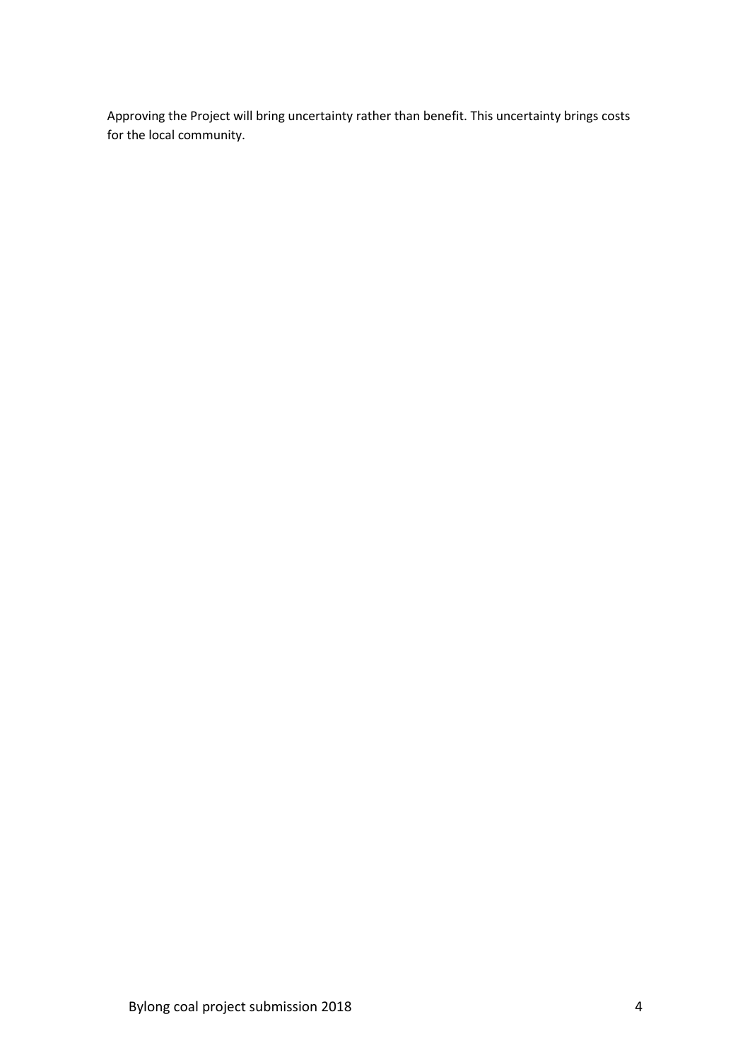Approving the Project will bring uncertainty rather than benefit. This uncertainty brings costs for the local community.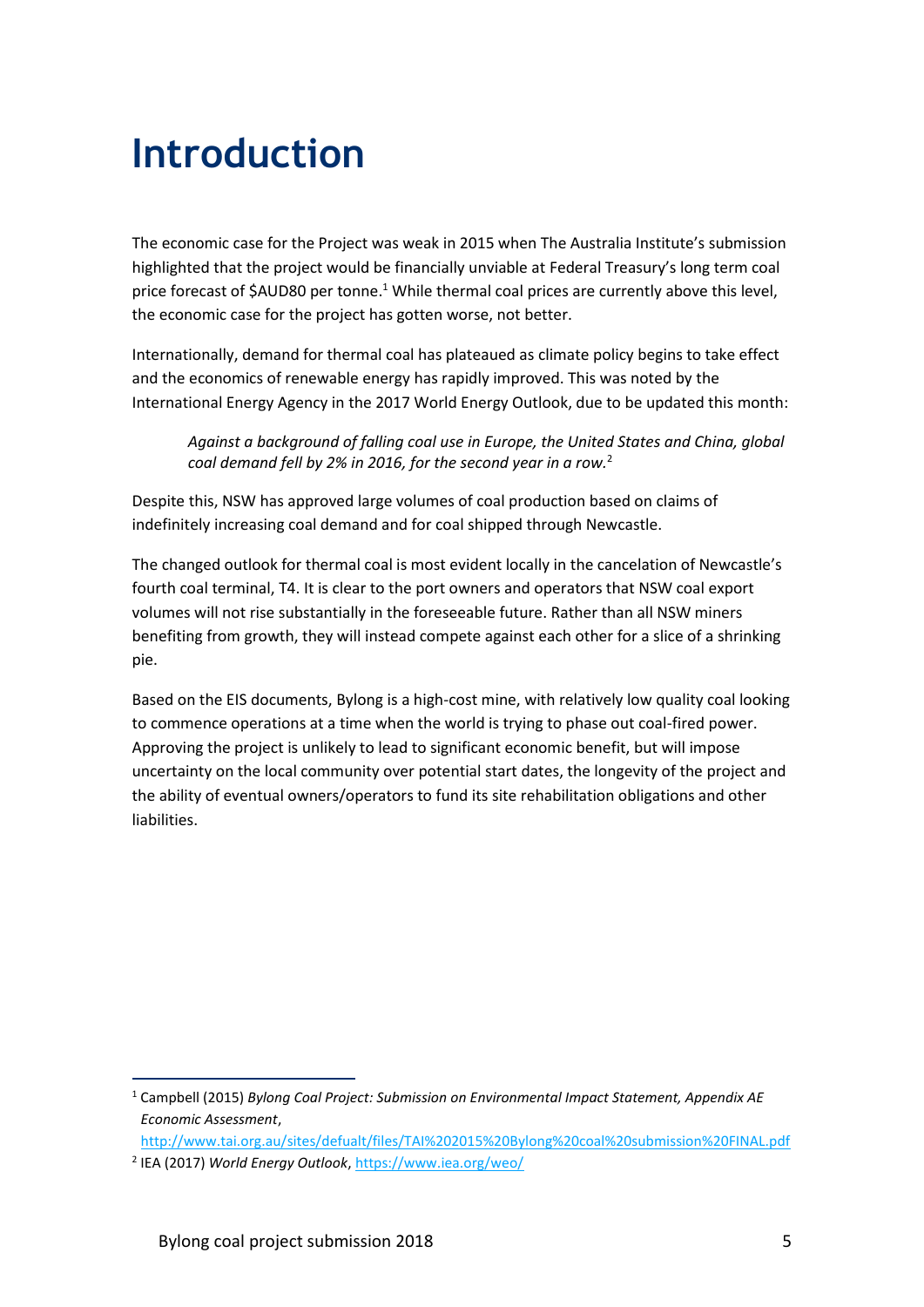# Introduction

The economic case for the Project was weak in 2015 when The Australia Institute's submission highlighted that the project would be financially unviable at Federal Treasury's long term coal price forecast of $AUD80 per tonne.[1] While thermal coal prices are currently above this level, the economic case for the project has gotten worse, not better.

Internationally, demand for thermal coal has plateaued as climate policy begins to take effect and the economics of renewable energy has rapidly improved. This was noted by the International Energy Agency in the 2017 World Energy Outlook, due to be updated this month:

> *Against a background of falling coal use in Europe, the United States and China, global coal demand fell by 2% in 2016, for the second year in a row.*[2]

Despite this, NSW has approved large volumes of coal production based on claims of indefinitely increasing coal demand and for coal shipped through Newcastle.

The changed outlook for thermal coal is most evident locally in the cancelation of Newcastle's fourth coal terminal, T4. It is clear to the port owners and operators that NSW coal export volumes will not rise substantially in the foreseeable future. Rather than all NSW miners benefiting from growth, they will instead compete against each other for a slice of a shrinking pie.

Based on the EIS documents, Bylong is a high-cost mine, with relatively low quality coal looking to commence operations at a time when the world is trying to phase out coal-fired power. Approving the project is unlikely to lead to significant economic benefit, but will impose uncertainty on the local community over potential start dates, the longevity of the project and the ability of eventual owners/operators to fund its site rehabilitation obligations and other liabilities.

---

[1] Campbell (2015) *Bylong Coal Project: Submission on Environmental Impact Statement, Appendix AE Economic Assessment*, http://www.tai.org.au/sites/defualt/files/TAI%202015%20Bylong%20coal%20submission%20FINAL.pdf

[2] IEA (2017) *World Energy Outlook*, https://www.iea.org/weo/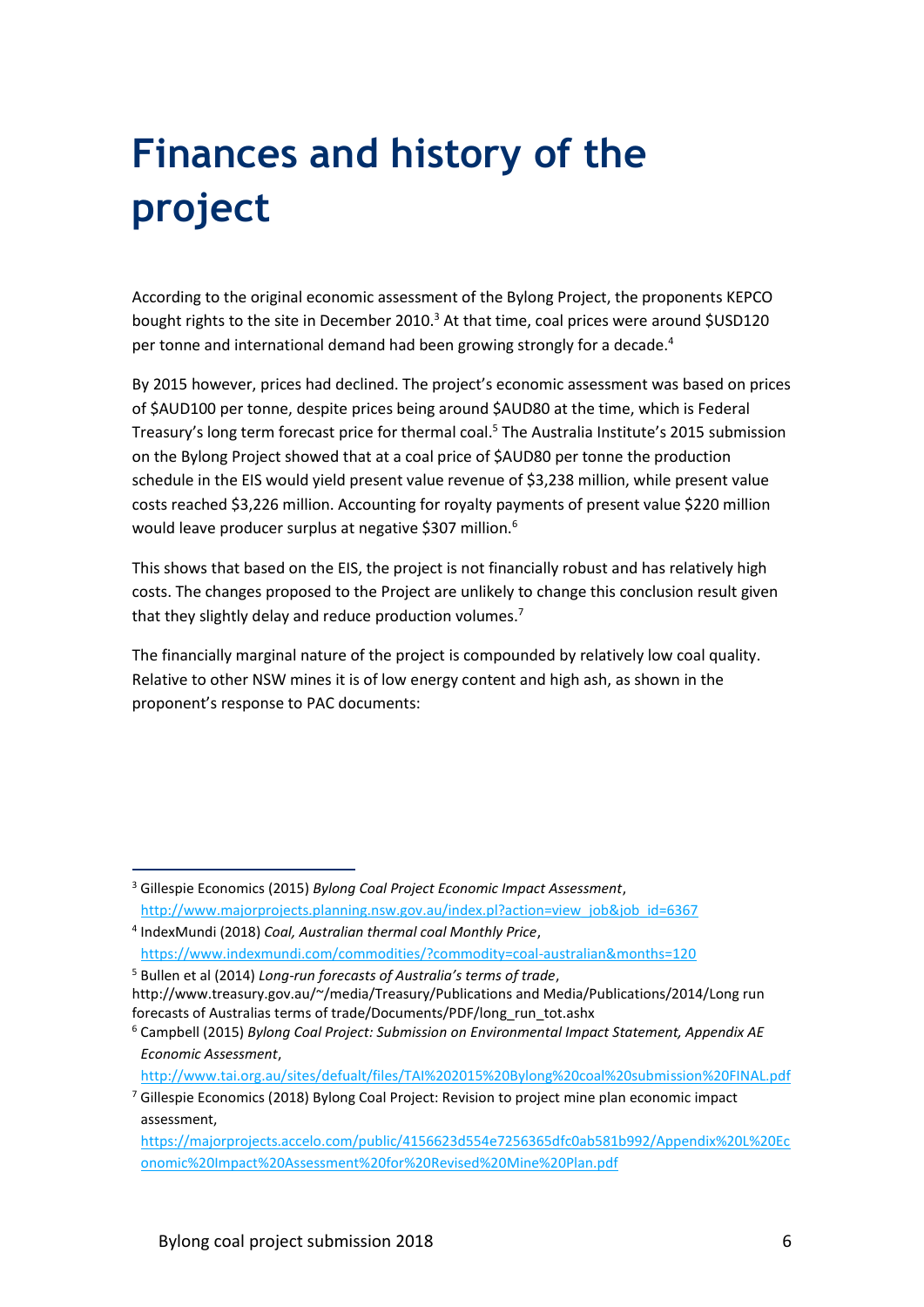# Finances and history of the project

According to the original economic assessment of the Bylong Project, the proponents KEPCO bought rights to the site in December 2010.[3] At that time, coal prices were around $USD120 per tonne and international demand had been growing strongly for a decade.[4]

By 2015 however, prices had declined. The project's economic assessment was based on prices of $AUD100 per tonne, despite prices being around $AUD80 at the time, which is Federal Treasury's long term forecast price for thermal coal.[5] The Australia Institute's 2015 submission on the Bylong Project showed that at a coal price of $AUD80 per tonne the production schedule in the EIS would yield present value revenue of $3,238 million, while present value costs reached $3,226 million. Accounting for royalty payments of present value $220 million would leave producer surplus at negative $307 million.[6]

This shows that based on the EIS, the project is not financially robust and has relatively high costs. The changes proposed to the Project are unlikely to change this conclusion result given that they slightly delay and reduce production volumes.[7]

The financially marginal nature of the project is compounded by relatively low coal quality. Relative to other NSW mines it is of low energy content and high ash, as shown in the proponent's response to PAC documents:

---

[3] Gillespie Economics (2015) *Bylong Coal Project Economic Impact Assessment*, http://www.majorprojects.planning.nsw.gov.au/index.pl?action=view_job&job_id=6367

[4] IndexMundi (2018) *Coal, Australian thermal coal Monthly Price*, https://www.indexmundi.com/commodities/?commodity=coal-australian&months=120

[5] Bullen et al (2014) *Long-run forecasts of Australia's terms of trade*, http://www.treasury.gov.au/~/media/Treasury/Publications and Media/Publications/2014/Long run forecasts of Australias terms of trade/Documents/PDF/long_run_tot.ashx

[6] Campbell (2015) *Bylong Coal Project: Submission on Environmental Impact Statement, Appendix AE Economic Assessment*, http://www.tai.org.au/sites/defualt/files/TAI%202015%20Bylong%20coal%20submission%20FINAL.pdf

[7] Gillespie Economics (2018) Bylong Coal Project: Revision to project mine plan economic impact assessment, https://majorprojects.accelo.com/public/4156623d554e7256365dfc0ab581b992/Appendix%20L%20Economic%20Impact%20Assessment%20for%20Revised%20Mine%20Plan.pdf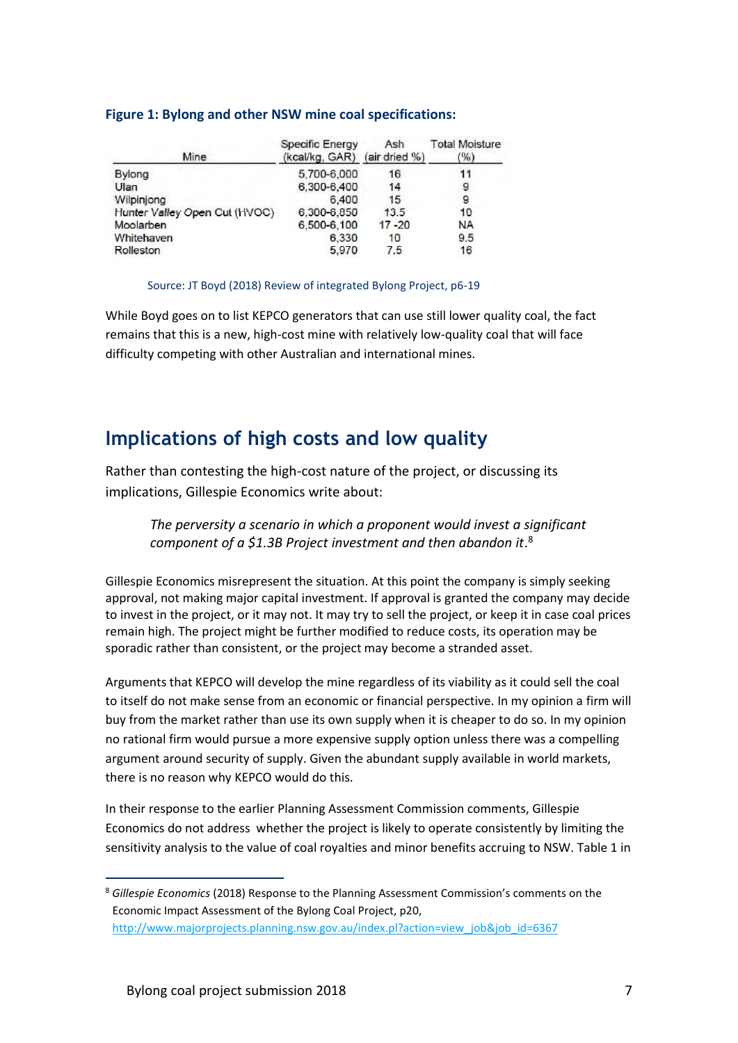**Figure 1: Bylong and other NSW mine coal specifications:**

| Mine | Specific Energy (kcal/kg, GAR) | Ash (air dried %) | Total Moisture (%) |
|---|---|---|---|
| Bylong | 5,700-6,000 | 16 | 11 |
| Ulan | 6,300-6,400 | 14 | 9 |
| Wilpinjong | 6,400 | 15 | 9 |
| Hunter Valley Open Cut (HVOC) | 6,300-6,850 | 13.5 | 10 |
| Moolarben | 6,500-6,100 | 17 -20 | NA |
| Whitehaven | 6,330 | 10 | 9.5 |
| Rolleston | 5,970 | 7.5 | 16 |

Source: JT Boyd (2018) Review of integrated Bylong Project, p6-19

While Boyd goes on to list KEPCO generators that can use still lower quality coal, the fact remains that this is a new, high-cost mine with relatively low-quality coal that will face difficulty competing with other Australian and international mines.

## Implications of high costs and low quality

Rather than contesting the high-cost nature of the project, or discussing its implications, Gillespie Economics write about:

> *The perversity a scenario in which a proponent would invest a significant component of a $1.3B Project investment and then abandon it*.[8]

Gillespie Economics misrepresent the situation. At this point the company is simply seeking approval, not making major capital investment. If approval is granted the company may decide to invest in the project, or it may not. It may try to sell the project, or keep it in case coal prices remain high. The project might be further modified to reduce costs, its operation may be sporadic rather than consistent, or the project may become a stranded asset.

Arguments that KEPCO will develop the mine regardless of its viability as it could sell the coal to itself do not make sense from an economic or financial perspective. In my opinion a firm will buy from the market rather than use its own supply when it is cheaper to do so. In my opinion no rational firm would pursue a more expensive supply option unless there was a compelling argument around security of supply. Given the abundant supply available in world markets, there is no reason why KEPCO would do this.

In their response to the earlier Planning Assessment Commission comments, Gillespie Economics do not address whether the project is likely to operate consistently by limiting the sensitivity analysis to the value of coal royalties and minor benefits accruing to NSW. Table 1 in

---

[8] *Gillespie Economics* (2018) Response to the Planning Assessment Commission's comments on the Economic Impact Assessment of the Bylong Coal Project, p20, http://www.majorprojects.planning.nsw.gov.au/index.pl?action=view_job&job_id=6367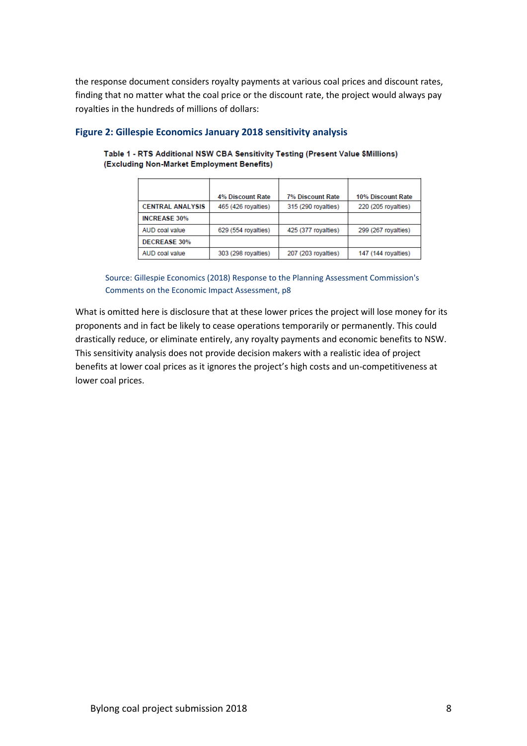the response document considers royalty payments at various coal prices and discount rates, finding that no matter what the coal price or the discount rate, the project would always pay royalties in the hundreds of millions of dollars:

### Figure 2: Gillespie Economics January 2018 sensitivity analysis

**Table 1 - RTS Additional NSW CBA Sensitivity Testing (Present Value $Millions) (Excluding Non-Market Employment Benefits)**

| | 4% Discount Rate | 7% Discount Rate | 10% Discount Rate |
|---|---|---|---|
| **CENTRAL ANALYSIS** | 465 (426 royalties) | 315 (290 royalties) | 220 (205 royalties) |
| **INCREASE 30%** | | | |
| AUD coal value | 629 (554 royalties) | 425 (377 royalties) | 299 (267 royalties) |
| **DECREASE 30%** | | | |
| AUD coal value | 303 (298 royalties) | 207 (203 royalties) | 147 (144 royalties) |

Source: Gillespie Economics (2018) Response to the Planning Assessment Commission's Comments on the Economic Impact Assessment, p8

What is omitted here is disclosure that at these lower prices the project will lose money for its proponents and in fact be likely to cease operations temporarily or permanently. This could drastically reduce, or eliminate entirely, any royalty payments and economic benefits to NSW. This sensitivity analysis does not provide decision makers with a realistic idea of project benefits at lower coal prices as it ignores the project's high costs and un-competitiveness at lower coal prices.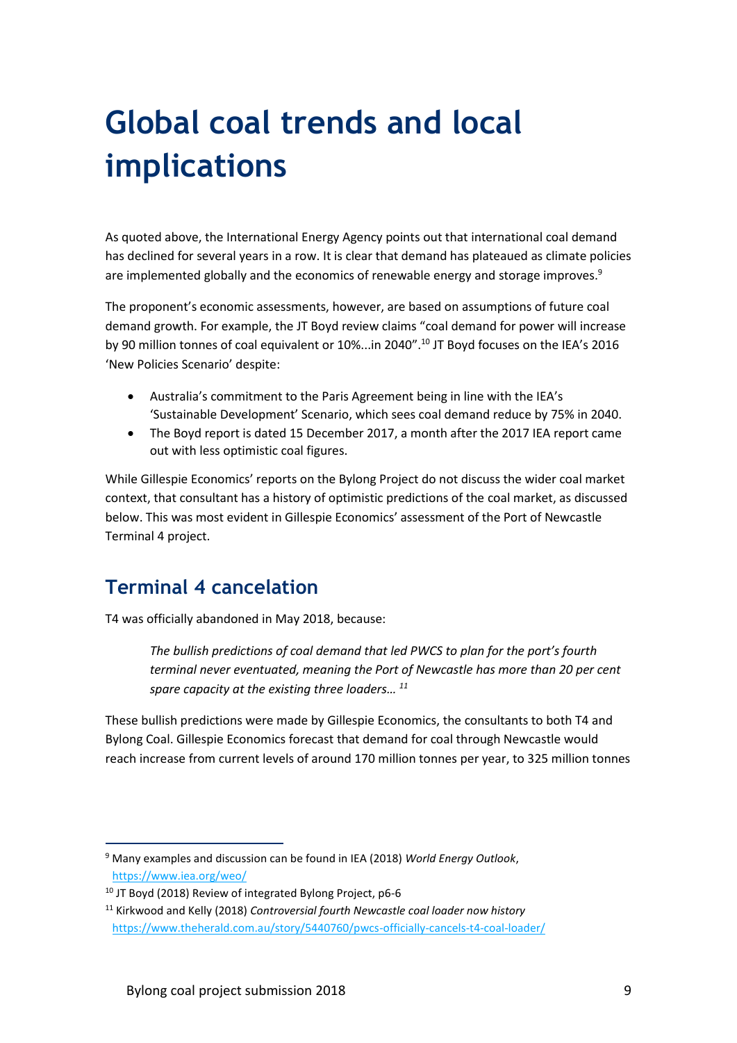# Global coal trends and local implications

As quoted above, the International Energy Agency points out that international coal demand has declined for several years in a row. It is clear that demand has plateaued as climate policies are implemented globally and the economics of renewable energy and storage improves.[9]

The proponent's economic assessments, however, are based on assumptions of future coal demand growth. For example, the JT Boyd review claims "coal demand for power will increase by 90 million tonnes of coal equivalent or 10%...in 2040".[10] JT Boyd focuses on the IEA's 2016 'New Policies Scenario' despite:

- Australia's commitment to the Paris Agreement being in line with the IEA's 'Sustainable Development' Scenario, which sees coal demand reduce by 75% in 2040.
- The Boyd report is dated 15 December 2017, a month after the 2017 IEA report came out with less optimistic coal figures.

While Gillespie Economics' reports on the Bylong Project do not discuss the wider coal market context, that consultant has a history of optimistic predictions of the coal market, as discussed below. This was most evident in Gillespie Economics' assessment of the Port of Newcastle Terminal 4 project.

## Terminal 4 cancelation

T4 was officially abandoned in May 2018, because:

> *The bullish predictions of coal demand that led PWCS to plan for the port's fourth terminal never eventuated, meaning the Port of Newcastle has more than 20 per cent spare capacity at the existing three loaders…* [11]

These bullish predictions were made by Gillespie Economics, the consultants to both T4 and Bylong Coal. Gillespie Economics forecast that demand for coal through Newcastle would reach increase from current levels of around 170 million tonnes per year, to 325 million tonnes

---

[9] Many examples and discussion can be found in IEA (2018) *World Energy Outlook*, https://www.iea.org/weo/

[10] JT Boyd (2018) Review of integrated Bylong Project, p6-6

[11] Kirkwood and Kelly (2018) *Controversial fourth Newcastle coal loader now history* https://www.theherald.com.au/story/5440760/pwcs-officially-cancels-t4-coal-loader/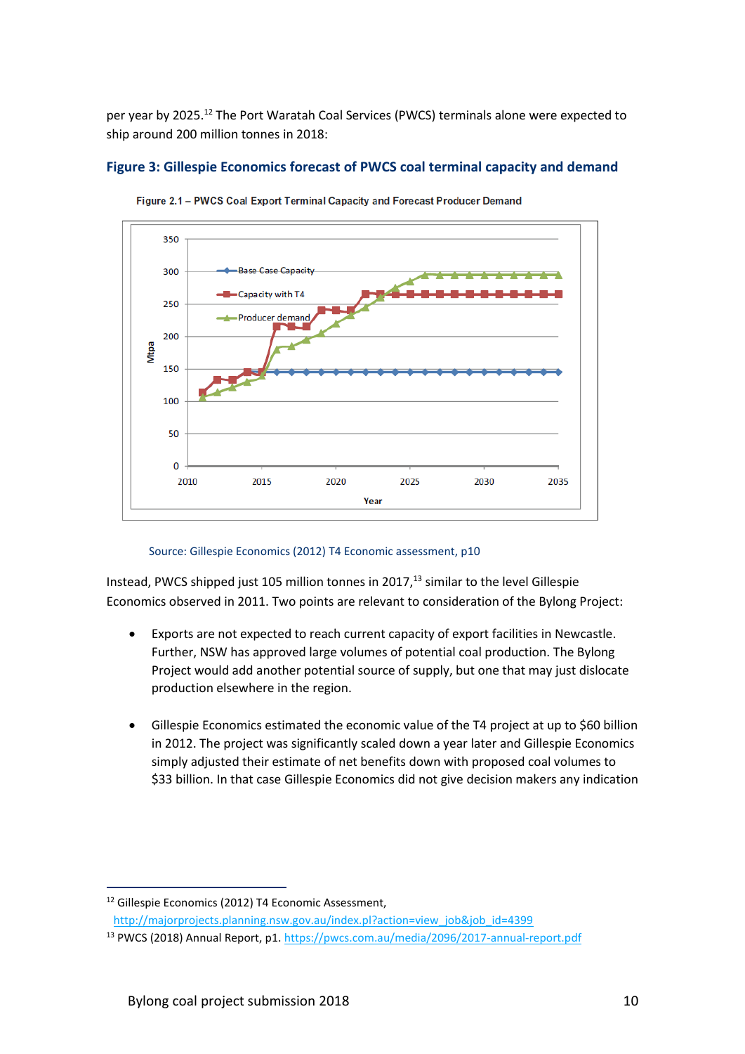per year by 2025.[12] The Port Waratah Coal Services (PWCS) terminals alone were expected to ship around 200 million tonnes in 2018:

### Figure 3: Gillespie Economics forecast of PWCS coal terminal capacity and demand

Figure 2.1 – PWCS Coal Export Terminal Capacity and Forecast Producer Demand

Source: Gillespie Economics (2012) T4 Economic assessment, p10

Instead, PWCS shipped just 105 million tonnes in 2017,[13] similar to the level Gillespie Economics observed in 2011. Two points are relevant to consideration of the Bylong Project:

- Exports are not expected to reach current capacity of export facilities in Newcastle. Further, NSW has approved large volumes of potential coal production. The Bylong Project would add another potential source of supply, but one that may just dislocate production elsewhere in the region.

- Gillespie Economics estimated the economic value of the T4 project at up to $60 billion in 2012. The project was significantly scaled down a year later and Gillespie Economics simply adjusted their estimate of net benefits down with proposed coal volumes to $33 billion. In that case Gillespie Economics did not give decision makers any indication

---

[12] Gillespie Economics (2012) T4 Economic Assessment, http://majorprojects.planning.nsw.gov.au/index.pl?action=view_job&job_id=4399

[13] PWCS (2018) Annual Report, p1. https://pwcs.com.au/media/2096/2017-annual-report.pdf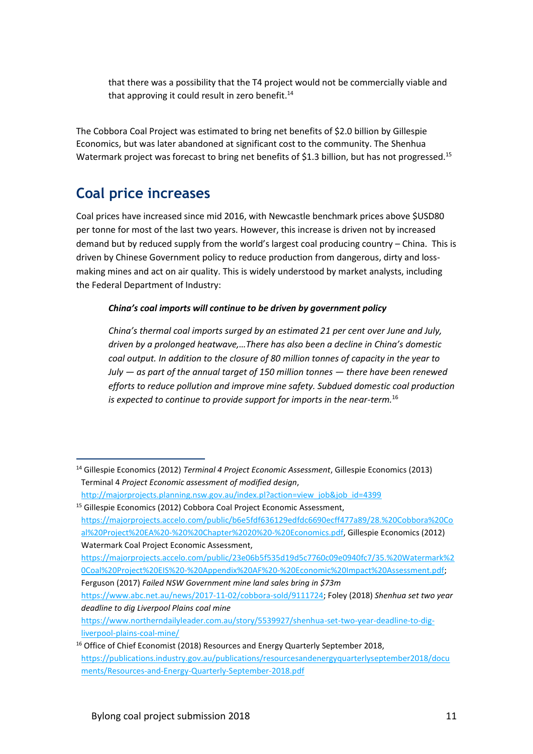that there was a possibility that the T4 project would not be commercially viable and that approving it could result in zero benefit.[14]

The Cobbora Coal Project was estimated to bring net benefits of $2.0 billion by Gillespie Economics, but was later abandoned at significant cost to the community. The Shenhua Watermark project was forecast to bring net benefits of $1.3 billion, but has not progressed.[15]

## Coal price increases

Coal prices have increased since mid 2016, with Newcastle benchmark prices above $USD80 per tonne for most of the last two years. However, this increase is driven not by increased demand but by reduced supply from the world's largest coal producing country – China. This is driven by Chinese Government policy to reduce production from dangerous, dirty and loss-making mines and act on air quality. This is widely understood by market analysts, including the Federal Department of Industry:

> ***China's coal imports will continue to be driven by government policy***
>
> *China's thermal coal imports surged by an estimated 21 per cent over June and July, driven by a prolonged heatwave,…There has also been a decline in China's domestic coal output. In addition to the closure of 80 million tonnes of capacity in the year to July — as part of the annual target of 150 million tonnes — there have been renewed efforts to reduce pollution and improve mine safety. Subdued domestic coal production is expected to continue to provide support for imports in the near-term.*[16]

---

[14] Gillespie Economics (2012) *Terminal 4 Project Economic Assessment*, Gillespie Economics (2013) Terminal 4 *Project Economic assessment of modified design*, http://majorprojects.planning.nsw.gov.au/index.pl?action=view_job&job_id=4399

[15] Gillespie Economics (2012) Cobbora Coal Project Economic Assessment, https://majorprojects.accelo.com/public/b6e5fdf636129edfdc6690ecff477a89/28.%20Cobbora%20Coal%20Project%20EA%20-%20%20Chapter%2020%20-%20Economics.pdf, Gillespie Economics (2012) Watermark Coal Project Economic Assessment, https://majorprojects.accelo.com/public/23e06b5f535d19d5c7760c09e0940fc7/35.%20Watermark%20Coal%20Project%20EIS%20-%20Appendix%20AF%20-%20Economic%20Impact%20Assessment.pdf; Ferguson (2017) *Failed NSW Government mine land sales bring in $73m* https://www.abc.net.au/news/2017-11-02/cobbora-sold/9111724; Foley (2018) *Shenhua set two year deadline to dig Liverpool Plains coal mine* https://www.northerndailyleader.com.au/story/5539927/shenhua-set-two-year-deadline-to-dig-liverpool-plains-coal-mine/

[16] Office of Chief Economist (2018) Resources and Energy Quarterly September 2018, https://publications.industry.gov.au/publications/resourcesandenergyquarterlyseptember2018/documents/Resources-and-Energy-Quarterly-September-2018.pdf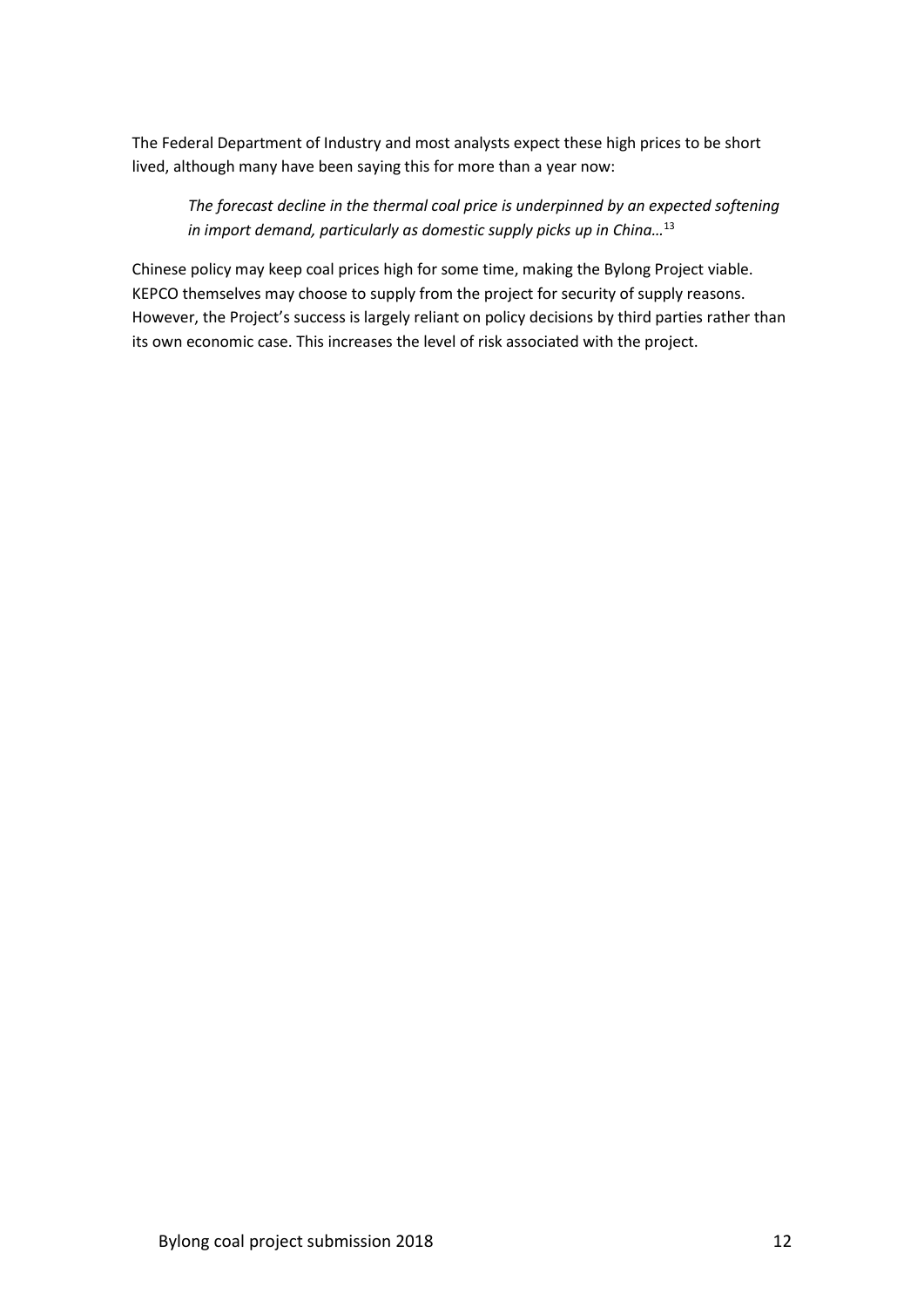The Federal Department of Industry and most analysts expect these high prices to be short lived, although many have been saying this for more than a year now:

> *The forecast decline in the thermal coal price is underpinned by an expected softening in import demand, particularly as domestic supply picks up in China…*[13]

Chinese policy may keep coal prices high for some time, making the Bylong Project viable. KEPCO themselves may choose to supply from the project for security of supply reasons. However, the Project's success is largely reliant on policy decisions by third parties rather than its own economic case. This increases the level of risk associated with the project.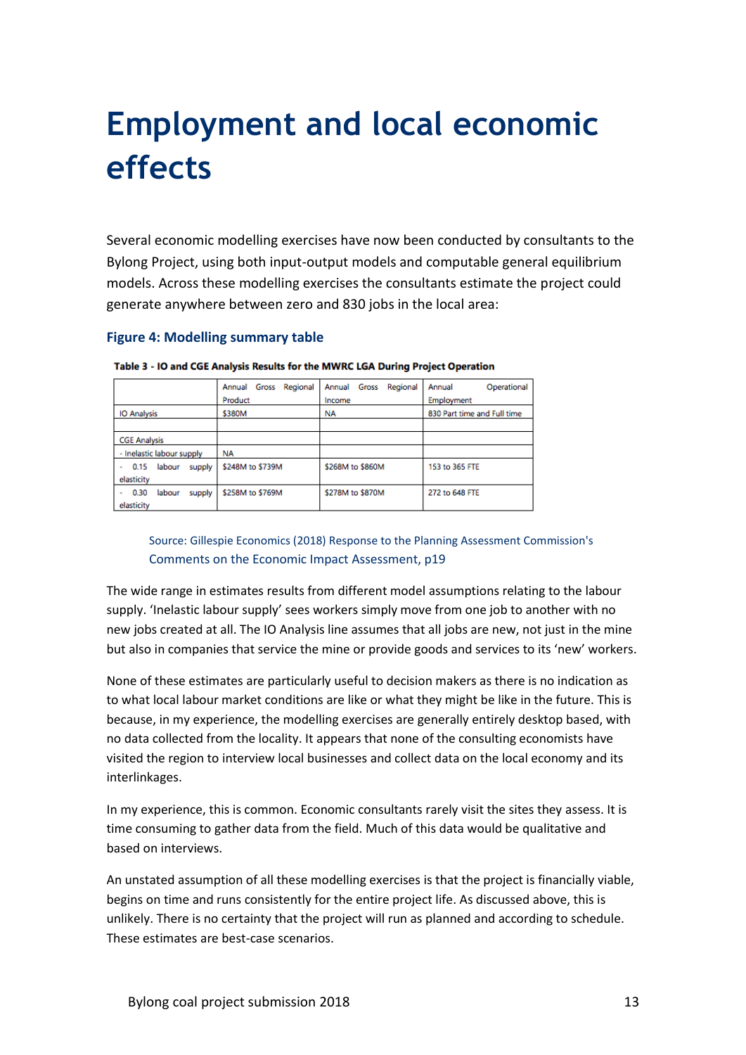# Employment and local economic effects

Several economic modelling exercises have now been conducted by consultants to the Bylong Project, using both input-output models and computable general equilibrium models. Across these modelling exercises the consultants estimate the project could generate anywhere between zero and 830 jobs in the local area:

### Figure 4: Modelling summary table

**Table 3 - IO and CGE Analysis Results for the MWRC LGA During Project Operation**

| | Annual Gross Regional Product | Annual Gross Regional Income | Annual Operational Employment |
|---|---|---|---|
| IO Analysis | $380M | NA | 830 Part time and Full time |
| | | | |
| CGE Analysis | | | |
| - Inelastic labour supply | NA | | |
| - 0.15 labour supply elasticity | $248M to $739M | $268M to $860M | 153 to 365 FTE |
| - 0.30 labour supply elasticity | $258M to $769M | $278M to $870M | 272 to 648 FTE |

Source: Gillespie Economics (2018) Response to the Planning Assessment Commission's Comments on the Economic Impact Assessment, p19

The wide range in estimates results from different model assumptions relating to the labour supply. 'Inelastic labour supply' sees workers simply move from one job to another with no new jobs created at all. The IO Analysis line assumes that all jobs are new, not just in the mine but also in companies that service the mine or provide goods and services to its 'new' workers.

None of these estimates are particularly useful to decision makers as there is no indication as to what local labour market conditions are like or what they might be like in the future. This is because, in my experience, the modelling exercises are generally entirely desktop based, with no data collected from the locality. It appears that none of the consulting economists have visited the region to interview local businesses and collect data on the local economy and its interlinkages.

In my experience, this is common. Economic consultants rarely visit the sites they assess. It is time consuming to gather data from the field. Much of this data would be qualitative and based on interviews.

An unstated assumption of all these modelling exercises is that the project is financially viable, begins on time and runs consistently for the entire project life. As discussed above, this is unlikely. There is no certainty that the project will run as planned and according to schedule. These estimates are best-case scenarios.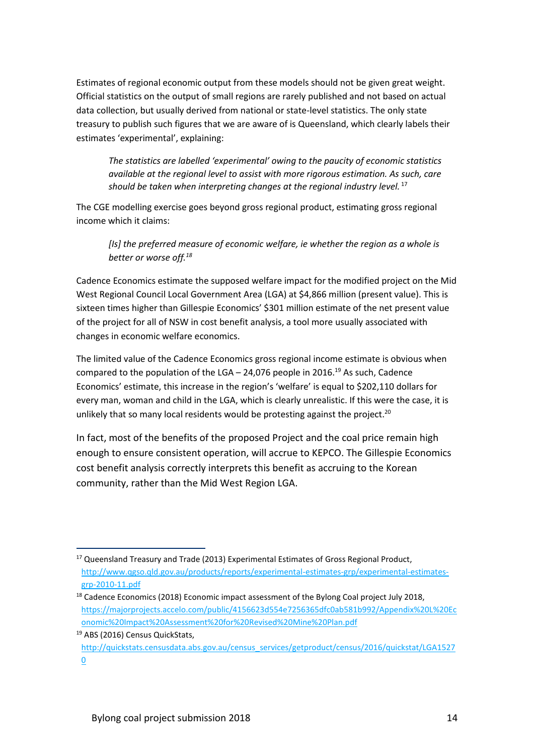Estimates of regional economic output from these models should not be given great weight. Official statistics on the output of small regions are rarely published and not based on actual data collection, but usually derived from national or state-level statistics. The only state treasury to publish such figures that we are aware of is Queensland, which clearly labels their estimates 'experimental', explaining:

> *The statistics are labelled 'experimental' owing to the paucity of economic statistics available at the regional level to assist with more rigorous estimation. As such, care should be taken when interpreting changes at the regional industry level.* [17]

The CGE modelling exercise goes beyond gross regional product, estimating gross regional income which it claims:

> *[Is] the preferred measure of economic welfare, ie whether the region as a whole is better or worse off.*[18]

Cadence Economics estimate the supposed welfare impact for the modified project on the Mid West Regional Council Local Government Area (LGA) at $4,866 million (present value). This is sixteen times higher than Gillespie Economics' $301 million estimate of the net present value of the project for all of NSW in cost benefit analysis, a tool more usually associated with changes in economic welfare economics.

The limited value of the Cadence Economics gross regional income estimate is obvious when compared to the population of the LGA – 24,076 people in 2016.[19] As such, Cadence Economics' estimate, this increase in the region's 'welfare' is equal to $202,110 dollars for every man, woman and child in the LGA, which is clearly unrealistic. If this were the case, it is unlikely that so many local residents would be protesting against the project.[20]

In fact, most of the benefits of the proposed Project and the coal price remain high enough to ensure consistent operation, will accrue to KEPCO. The Gillespie Economics cost benefit analysis correctly interprets this benefit as accruing to the Korean community, rather than the Mid West Region LGA.

---

[17] Queensland Treasury and Trade (2013) Experimental Estimates of Gross Regional Product, http://www.qgso.qld.gov.au/products/reports/experimental-estimates-grp/experimental-estimates-grp-2010-11.pdf

[18] Cadence Economics (2018) Economic impact assessment of the Bylong Coal project July 2018, https://majorprojects.accelo.com/public/4156623d554e7256365dfc0ab581b992/Appendix%20L%20Economic%20Impact%20Assessment%20for%20Revised%20Mine%20Plan.pdf

[19] ABS (2016) Census QuickStats, http://quickstats.censusdata.abs.gov.au/census_services/getproduct/census/2016/quickstat/LGA15270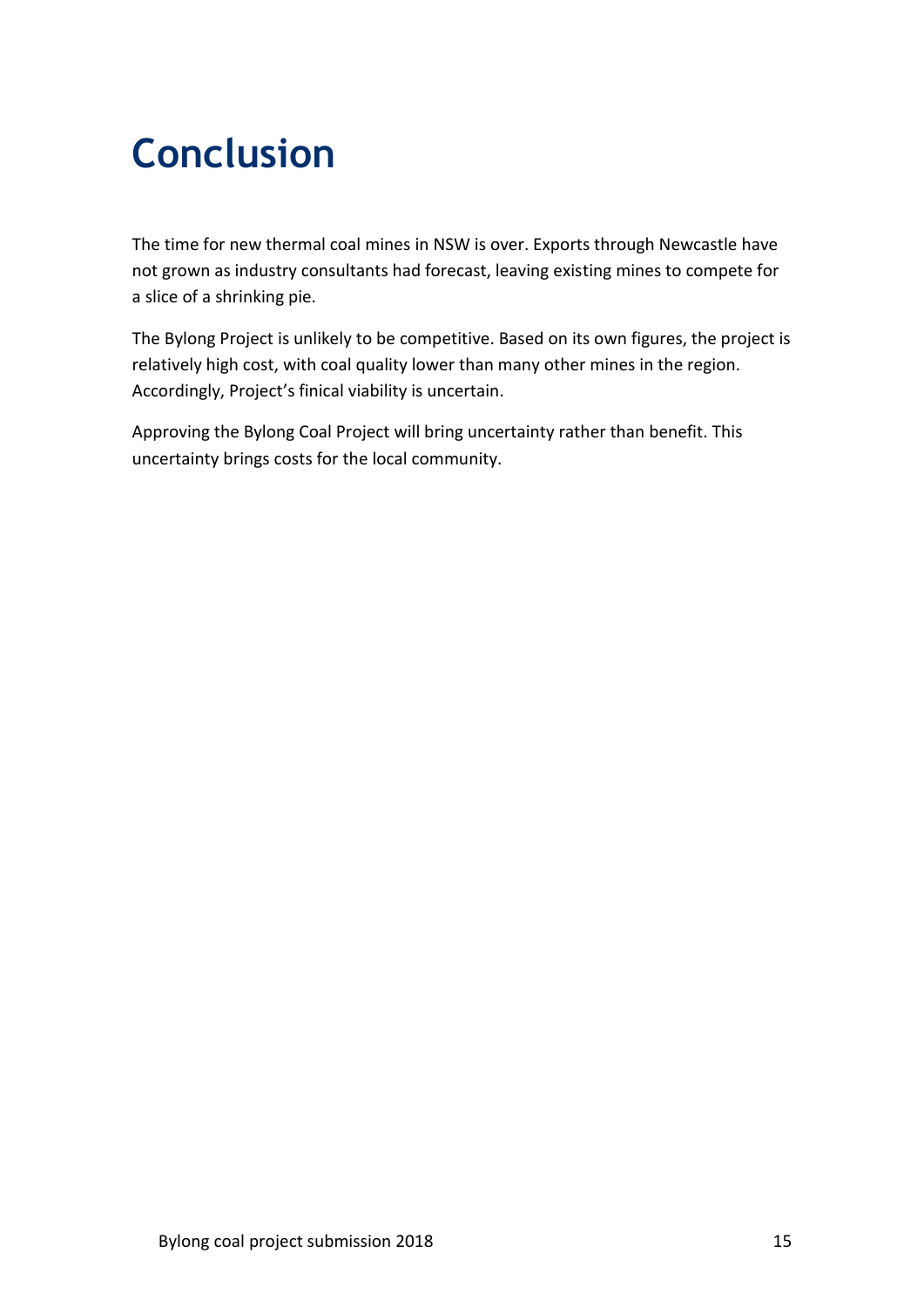# Conclusion

The time for new thermal coal mines in NSW is over. Exports through Newcastle have not grown as industry consultants had forecast, leaving existing mines to compete for a slice of a shrinking pie.

The Bylong Project is unlikely to be competitive. Based on its own figures, the project is relatively high cost, with coal quality lower than many other mines in the region. Accordingly, Project's finical viability is uncertain.

Approving the Bylong Coal Project will bring uncertainty rather than benefit. This uncertainty brings costs for the local community.